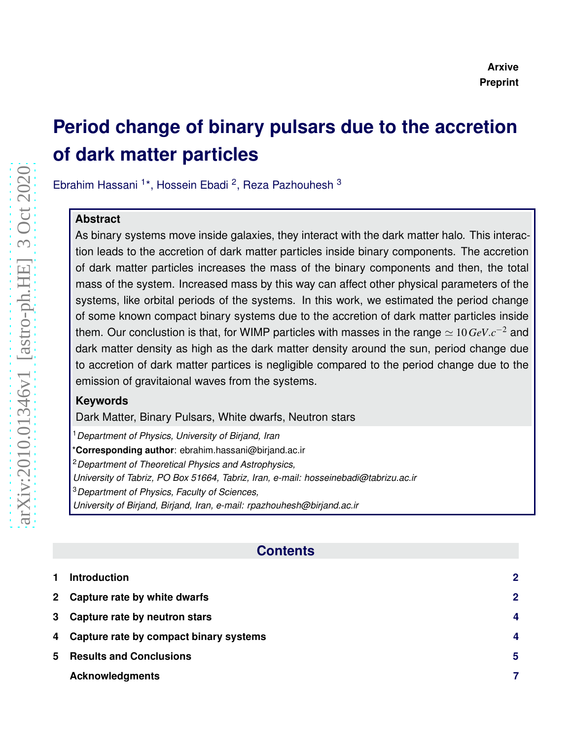Arxive
Preprint

# Period change of binary pulsars due to the accretion of dark matter particles

Ebrahim Hassani [1]*, Hossein Ebadi [2], Reza Pazhouhesh [3]

**Abstract**

As binary systems move inside galaxies, they interact with the dark matter halo. This interaction leads to the accretion of dark matter particles inside binary components. The accretion of dark matter particles increases the mass of the binary components and then, the total mass of the system. Increased mass by this way can affect other physical parameters of the systems, like orbital periods of the systems. In this work, we estimated the period change of some known compact binary systems due to the accretion of dark matter particles inside them. Our conclustion is that, for WIMP particles with masses in the range $\simeq 10\, GeV.c^{-2}$ and dark matter density as high as the dark matter density around the sun, period change due to accretion of dark matter particles is negligible compared to the period change due to the emission of gravitaional waves from the systems.

**Keywords**

Dark Matter, Binary Pulsars, White dwarfs, Neutron stars

[1] *Department of Physics, University of Birjand, Iran*

***Corresponding author**: ebrahim.hassani@birjand.ac.ir

[2] *Department of Theoretical Physics and Astrophysics, University of Tabriz, PO Box 51664, Tabriz, Iran, e-mail: hosseinebadi@tabrizu.ac.ir*

[3] *Department of Physics, Faculty of Sciences, University of Birjand, Birjand, Iran, e-mail: rpazhouhesh@birjand.ac.ir*

## Contents

1 Introduction 2

2 Capture rate by white dwarfs 2

3 Capture rate by neutron stars 4

4 Capture rate by compact binary systems 4

5 Results and Conclusions 5

Acknowledgments 7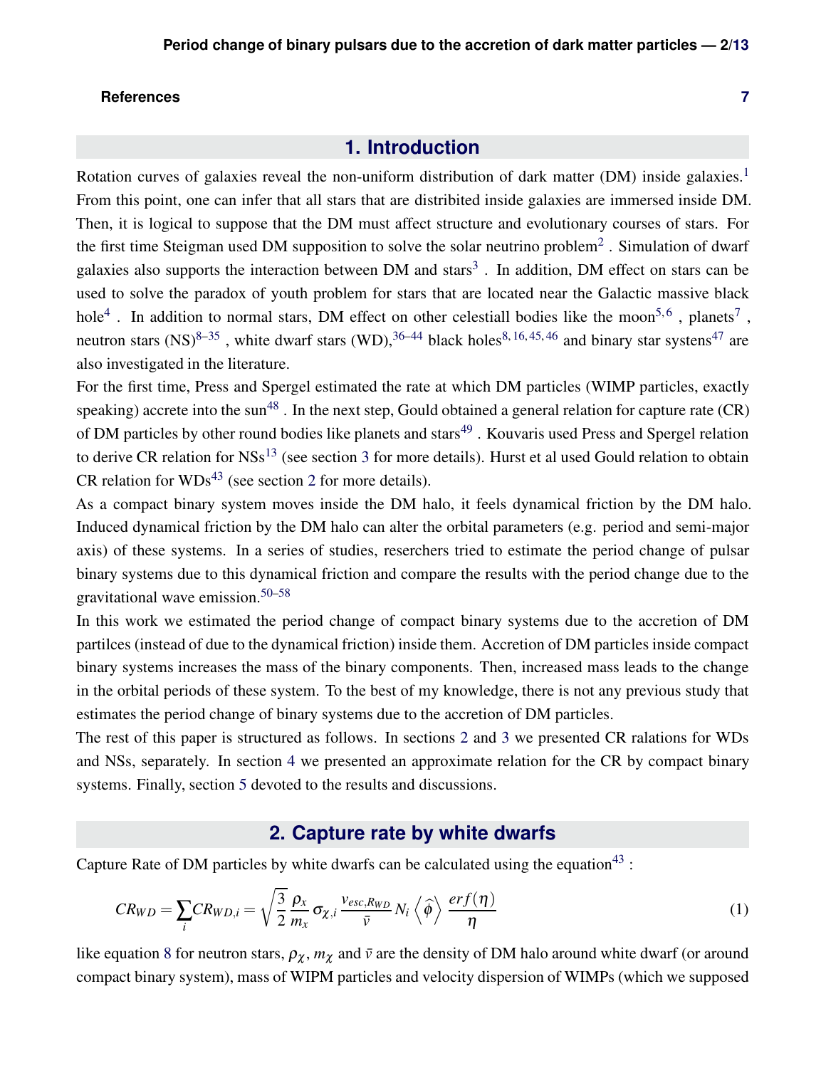References 7

## 1. Introduction

Rotation curves of galaxies reveal the non-uniform distribution of dark matter (DM) inside galaxies.[1] From this point, one can infer that all stars that are distribited inside galaxies are immersed inside DM. Then, it is logical to suppose that the DM must affect structure and evolutionary courses of stars. For the first time Steigman used DM supposition to solve the solar neutrino problem[2] . Simulation of dwarf galaxies also supports the interaction between DM and stars[3] . In addition, DM effect on stars can be used to solve the paradox of youth problem for stars that are located near the Galactic massive black hole[4] . In addition to normal stars, DM effect on other celestiall bodies like the moon[5,6] , planets[7] , neutron stars (NS)[8–35] , white dwarf stars (WD),[36–44] black holes[8,16,45,46] and binary star systens[47] are also investigated in the literature.

For the first time, Press and Spergel estimated the rate at which DM particles (WIMP particles, exactly speaking) accrete into the sun[48] . In the next step, Gould obtained a general relation for capture rate (CR) of DM particles by other round bodies like planets and stars[49] . Kouvaris used Press and Spergel relation to derive CR relation for NSs[13] (see section 3 for more details). Hurst et al used Gould relation to obtain CR relation for WDs[43] (see section 2 for more details).

As a compact binary system moves inside the DM halo, it feels dynamical friction by the DM halo. Induced dynamical friction by the DM halo can alter the orbital parameters (e.g. period and semi-major axis) of these systems. In a series of studies, reserchers tried to estimate the period change of pulsar binary systems due to this dynamical friction and compare the results with the period change due to the gravitational wave emission.[50–58]

In this work we estimated the period change of compact binary systems due to the accretion of DM partilces (instead of due to the dynamical friction) inside them. Accretion of DM particles inside compact binary systems increases the mass of the binary components. Then, increased mass leads to the change in the orbital periods of these system. To the best of my knowledge, there is not any previous study that estimates the period change of binary systems due to the accretion of DM particles.

The rest of this paper is structured as follows. In sections 2 and 3 we presented CR ralations for WDs and NSs, separately. In section 4 we presented an approximate relation for the CR by compact binary systems. Finally, section 5 devoted to the results and discussions.

## 2. Capture rate by white dwarfs

Capture Rate of DM particles by white dwarfs can be calculated using the equation[43] :

$$CR_{WD} = \sum_i CR_{WD,i} = \sqrt{\frac{3}{2}} \frac{\rho_x}{m_x} \sigma_{\chi,i} \frac{v_{esc,R_{WD}}}{\bar{v}} N_i \left\langle \widehat{\phi} \right\rangle \frac{erf(\eta)}{\eta} \tag{1}$$

like equation 8 for neutron stars, $\rho_\chi$, $m_\chi$ and $\bar{v}$ are the density of DM halo around white dwarf (or around compact binary system), mass of WIPM particles and velocity dispersion of WIMPs (which we supposed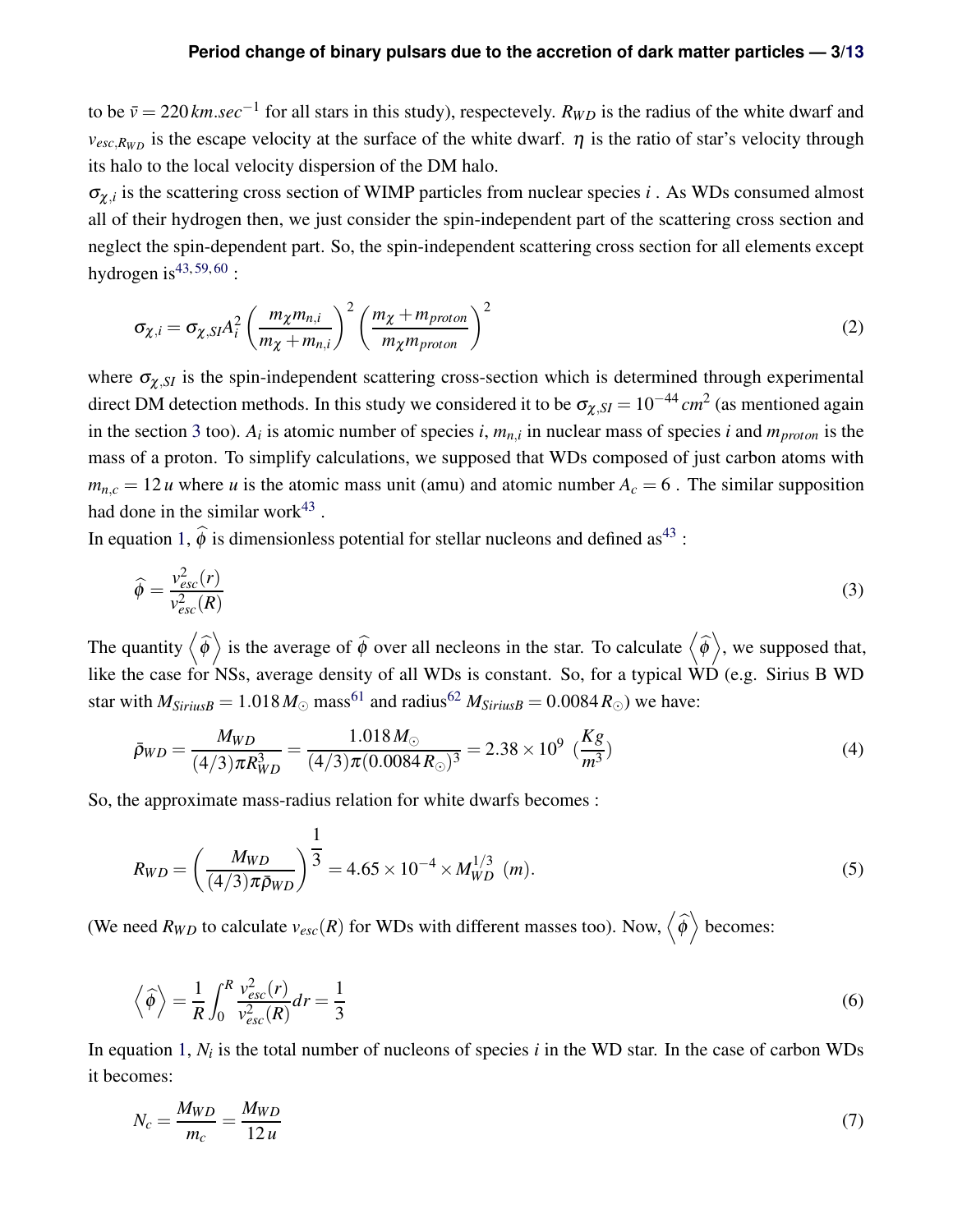to be $\bar{v} = 220\,km.sec^{-1}$ for all stars in this study), respectevely. $R_{WD}$ is the radius of the white dwarf and $v_{esc,R_{WD}}$ is the escape velocity at the surface of the white dwarf. $\eta$ is the ratio of star's velocity through its halo to the local velocity dispersion of the DM halo.

$\sigma_{\chi,i}$ is the scattering cross section of WIMP particles from nuclear species $i$ . As WDs consumed almost all of their hydrogen then, we just consider the spin-independent part of the scattering cross section and neglect the spin-dependent part. So, the spin-independent scattering cross section for all elements except hydrogen is[43, 59, 60] :

$$\sigma_{\chi,i} = \sigma_{\chi,SI} A_i^2 \left( \frac{m_\chi m_{n,i}}{m_\chi + m_{n,i}} \right)^2 \left( \frac{m_\chi + m_{proton}}{m_\chi m_{proton}} \right)^2 \tag{2}$$

where $\sigma_{\chi,SI}$ is the spin-independent scattering cross-section which is determined through experimental direct DM detection methods. In this study we considered it to be $\sigma_{\chi,SI} = 10^{-44}\,cm^2$ (as mentioned again in the section 3 too). $A_i$ is atomic number of species $i$, $m_{n,i}$ in nuclear mass of species $i$ and $m_{proton}$ is the mass of a proton. To simplify calculations, we supposed that WDs composed of just carbon atoms with $m_{n,c} = 12\,u$ where $u$ is the atomic mass unit (amu) and atomic number $A_c = 6$ . The similar supposition had done in the similar work[43] .

In equation 1, $\widehat{\phi}$ is dimensionless potential for stellar nucleons and defined as[43] :

$$\widehat{\phi} = \frac{v_{esc}^2(r)}{v_{esc}^2(R)} \tag{3}$$

The quantity $\left\langle \widehat{\phi} \right\rangle$ is the average of $\widehat{\phi}$ over all necleons in the star. To calculate $\left\langle \widehat{\phi} \right\rangle$, we supposed that, like the case for NSs, average density of all WDs is constant. So, for a typical WD (e.g. Sirius B WD star with $M_{SiriusB} = 1.018\,M_\odot$ mass[61] and radius[62] $M_{SiriusB} = 0.0084\,R_\odot$) we have:

$$\bar{\rho}_{WD} = \frac{M_{WD}}{(4/3)\pi R_{WD}^3} = \frac{1.018\,M_\odot}{(4/3)\pi (0.0084\,R_\odot)^3} = 2.38 \times 10^9 \;\left(\frac{Kg}{m^3}\right) \tag{4}$$

So, the approximate mass-radius relation for white dwarfs becomes :

$$R_{WD} = \left( \frac{M_{WD}}{(4/3)\pi \bar{\rho}_{WD}} \right)^{\frac{1}{3}} = 4.65 \times 10^{-4} \times M_{WD}^{1/3} \;(m). \tag{5}$$

(We need $R_{WD}$ to calculate $v_{esc}(R)$ for WDs with different masses too). Now, $\left\langle \widehat{\phi} \right\rangle$ becomes:

$$\left\langle \widehat{\phi} \right\rangle = \frac{1}{R} \int_0^R \frac{v_{esc}^2(r)}{v_{esc}^2(R)} dr = \frac{1}{3} \tag{6}$$

In equation 1, $N_i$ is the total number of nucleons of species $i$ in the WD star. In the case of carbon WDs it becomes:

$$N_c = \frac{M_{WD}}{m_c} = \frac{M_{WD}}{12\,u} \tag{7}$$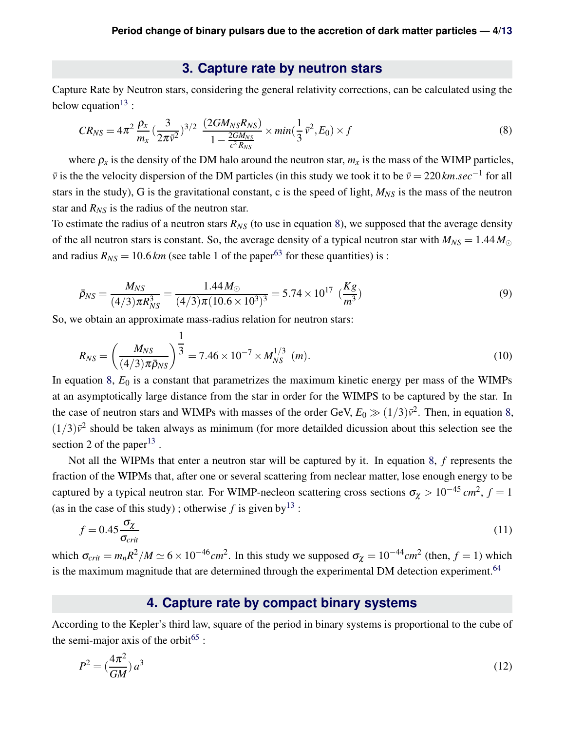## 3. Capture rate by neutron stars

Capture Rate by Neutron stars, considering the general relativity corrections, can be calculated using the below equation[13] :

$$CR_{NS} = 4\pi^2 \frac{\rho_x}{m_x} (\frac{3}{2\pi\bar{v}^2})^{3/2} \frac{(2GM_{NS}R_{NS})}{1-\frac{2GM_{NS}}{c^2 R_{NS}}} \times min(\frac{1}{3}\bar{v}^2, E_0) \times f \tag{8}$$

where $\rho_x$ is the density of the DM halo around the neutron star, $m_x$ is the mass of the WIMP particles, $\bar{v}$ is the the velocity dispersion of the DM particles (in this study we took it to be $\bar{v} = 220\,km.sec^{-1}$ for all stars in the study), G is the gravitational constant, c is the speed of light, $M_{NS}$ is the mass of the neutron star and $R_{NS}$ is the radius of the neutron star.

To estimate the radius of a neutron stars $R_{NS}$ (to use in equation 8), we supposed that the average density of the all neutron stars is constant. So, the average density of a typical neutron star with $M_{NS} = 1.44\,M_{\odot}$ and radius $R_{NS} = 10.6\,km$ (see table 1 of the paper[63] for these quantities) is :

$$\bar{\rho}_{NS} = \frac{M_{NS}}{(4/3)\pi R_{NS}^3} = \frac{1.44\,M_{\odot}}{(4/3)\pi(10.6\times10^3)^3} = 5.74\times10^{17}\ (\frac{Kg}{m^3}) \tag{9}$$

So, we obtain an approximate mass-radius relation for neutron stars:

$$R_{NS} = \left(\frac{M_{NS}}{(4/3)\pi\bar{\rho}_{NS}}\right)^{\frac{1}{3}} = 7.46\times10^{-7}\times M_{NS}^{1/3}\ (m). \tag{10}$$

In equation 8, $E_0$ is a constant that parametrizes the maximum kinetic energy per mass of the WIMPs at an asymptotically large distance from the star in order for the WIMPS to be captured by the star. In the case of neutron stars and WIMPs with masses of the order GeV, $E_0 \gg (1/3)\bar{v}^2$. Then, in equation 8, $(1/3)\bar{v}^2$ should be taken always as minimum (for more detailded dicussion about this selection see the section 2 of the paper[13] .

Not all the WIPMs that enter a neutron star will be captured by it. In equation 8, $f$ represents the fraction of the WIPMs that, after one or several scattering from neclear matter, lose enough energy to be captured by a typical neutron star. For WIMP-necleon scattering cross sections $\sigma_{\chi} > 10^{-45}\,cm^2$, $f = 1$ (as in the case of this study) ; otherwise $f$ is given by[13] :

$$f = 0.45\frac{\sigma_{\chi}}{\sigma_{crit}} \tag{11}$$

which $\sigma_{crit} = m_n R^2/M \simeq 6\times10^{-46}cm^2$. In this study we supposed $\sigma_{\chi} = 10^{-44}cm^2$ (then, $f = 1$) which is the maximum magnitude that are determined through the experimental DM detection experiment.[64]

## 4. Capture rate by compact binary systems

According to the Kepler's third law, square of the period in binary systems is proportional to the cube of the semi-major axis of the orbit[65] :

$$P^2 = (\frac{4\pi^2}{GM})\,a^3 \tag{12}$$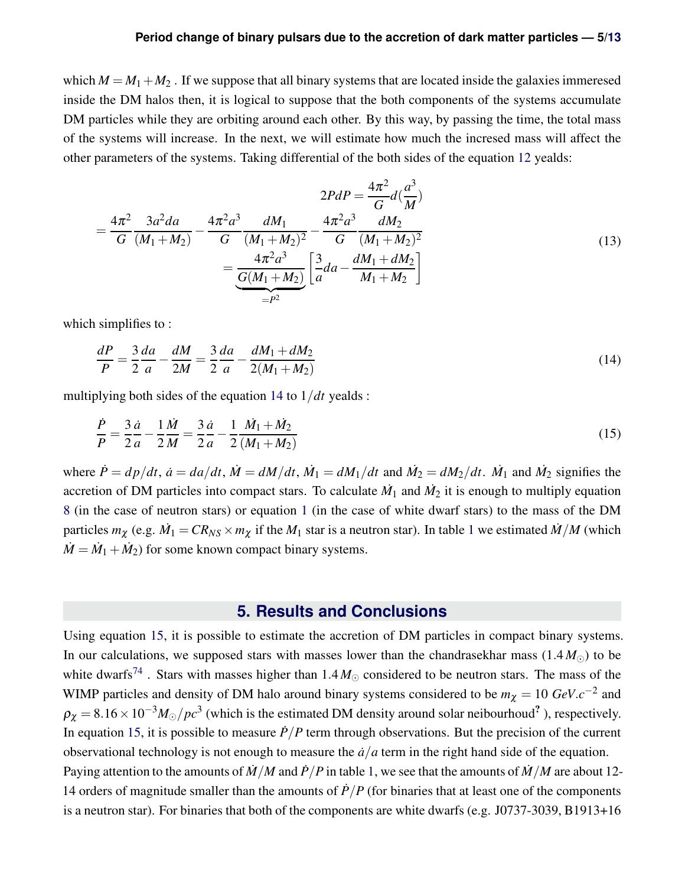which $M = M_1 + M_2$ . If we suppose that all binary systems that are located inside the galaxies immeresed inside the DM halos then, it is logical to suppose that the both components of the systems accumulate DM particles while they are orbiting around each other. By this way, by passing the time, the total mass of the systems will increase. In the next, we will estimate how much the incresed mass will affect the other parameters of the systems. Taking differential of the both sides of the equation 12 yealds:

$$
\begin{aligned}
2PdP &= \frac{4\pi^2}{G} d(\frac{a^3}{M}) \\
= \frac{4\pi^2}{G}\frac{3a^2 da}{(M_1+M_2)} &- \frac{4\pi^2 a^3}{G}\frac{dM_1}{(M_1+M_2)^2} - \frac{4\pi^2 a^3}{G}\frac{dM_2}{(M_1+M_2)^2} \\
&= \underbrace{\frac{4\pi^2 a^3}{G(M_1+M_2)}}_{=P^2}\left[\frac{3}{a}da - \frac{dM_1+dM_2}{M_1+M_2}\right]
\end{aligned}
\tag{13}
$$

which simplifies to :

$$
\frac{dP}{P} = \frac{3}{2}\frac{da}{a} - \frac{dM}{2M} = \frac{3}{2}\frac{da}{a} - \frac{dM_1+dM_2}{2(M_1+M_2)}
\tag{14}
$$

multiplying both sides of the equation 14 to $1/dt$ yealds :

$$
\frac{\dot{P}}{P} = \frac{3}{2}\frac{\dot{a}}{a} - \frac{1}{2}\frac{\dot{M}}{M} = \frac{3}{2}\frac{\dot{a}}{a} - \frac{1}{2}\frac{\dot{M}_1+\dot{M}_2}{(M_1+M_2)}
\tag{15}
$$

where $\dot{P} = dp/dt$, $\dot{a} = da/dt$, $\dot{M} = dM/dt$, $\dot{M}_1 = dM_1/dt$ and $\dot{M}_2 = dM_2/dt$. $\dot{M}_1$ and $\dot{M}_2$ signifies the accretion of DM particles into compact stars. To calculate $\dot{M}_1$ and $\dot{M}_2$ it is enough to multiply equation 8 (in the case of neutron stars) or equation 1 (in the case of white dwarf stars) to the mass of the DM particles $m_\chi$ (e.g. $\dot{M}_1 = CR_{NS} \times m_\chi$ if the $M_1$ star is a neutron star). In table 1 we estimated $\dot{M}/M$ (which $\dot{M} = \dot{M}_1 + \dot{M}_2$) for some known compact binary systems.

## 5. Results and Conclusions

Using equation 15, it is possible to estimate the accretion of DM particles in compact binary systems. In our calculations, we supposed stars with masses lower than the chandrasekhar mass ($1.4\,M_\odot$) to be white dwarfs[74] . Stars with masses higher than $1.4\,M_\odot$ considered to be neutron stars. The mass of the WIMP particles and density of DM halo around binary systems considered to be $m_\chi = 10\ GeV.c^{-2}$ and $\rho_\chi = 8.16\times10^{-3} M_\odot/pc^3$ (which is the estimated DM density around solar neibourhood[?] ), respectively. In equation 15, it is possible to measure $\dot{P}/P$ term through observations. But the precision of the current observational technology is not enough to measure the $\dot{a}/a$ term in the right hand side of the equation.
Paying attention to the amounts of $\dot{M}/M$ and $\dot{P}/P$ in table 1, we see that the amounts of $\dot{M}/M$ are about 12-14 orders of magnitude smaller than the amounts of $\dot{P}/P$ (for binaries that at least one of the components is a neutron star). For binaries that both of the components are white dwarfs (e.g. J0737-3039, B1913+16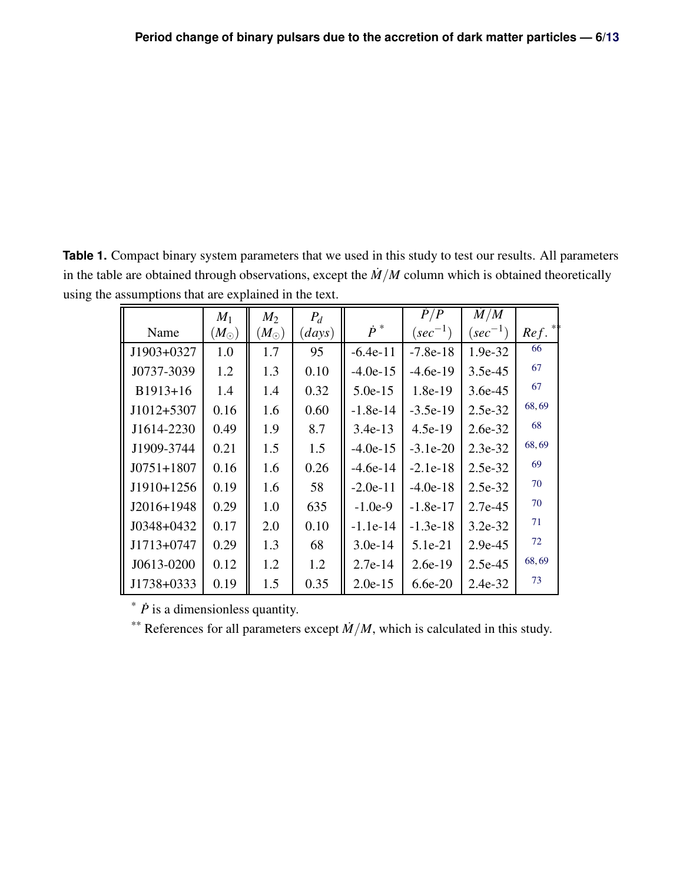**Table 1.** Compact binary system parameters that we used in this study to test our results. All parameters in the table are obtained through observations, except the $\dot{M}/M$ column which is obtained theoretically using the assumptions that are explained in the text.

| Name | $M_1$ $(M_\odot)$ | $M_2$ $(M_\odot)$ | $P_d$ $(days)$ | $\dot{P}$ * | $\dot{P}/P$ $(sec^{-1})$ | $\dot{M}/M$ $(sec^{-1})$ | $Ref.$ ** |
|---|---|---|---|---|---|---|---|
| J1903+0327 | 1.0 | 1.7 | 95 | -6.4e-11 | -7.8e-18 | 1.9e-32 | 66 |
| J0737-3039 | 1.2 | 1.3 | 0.10 | -4.0e-15 | -4.6e-19 | 3.5e-45 | 67 |
| B1913+16 | 1.4 | 1.4 | 0.32 | 5.0e-15 | 1.8e-19 | 3.6e-45 | 67 |
| J1012+5307 | 0.16 | 1.6 | 0.60 | -1.8e-14 | -3.5e-19 | 2.5e-32 | 68, 69 |
| J1614-2230 | 0.49 | 1.9 | 8.7 | 3.4e-13 | 4.5e-19 | 2.6e-32 | 68 |
| J1909-3744 | 0.21 | 1.5 | 1.5 | -4.0e-15 | -3.1e-20 | 2.3e-32 | 68, 69 |
| J0751+1807 | 0.16 | 1.6 | 0.26 | -4.6e-14 | -2.1e-18 | 2.5e-32 | 69 |
| J1910+1256 | 0.19 | 1.6 | 58 | -2.0e-11 | -4.0e-18 | 2.5e-32 | 70 |
| J2016+1948 | 0.29 | 1.0 | 635 | -1.0e-9 | -1.8e-17 | 2.7e-45 | 70 |
| J0348+0432 | 0.17 | 2.0 | 0.10 | -1.1e-14 | -1.3e-18 | 3.2e-32 | 71 |
| J1713+0747 | 0.29 | 1.3 | 68 | 3.0e-14 | 5.1e-21 | 2.9e-45 | 72 |
| J0613-0200 | 0.12 | 1.2 | 1.2 | 2.7e-14 | 2.6e-19 | 2.5e-45 | 68, 69 |
| J1738+0333 | 0.19 | 1.5 | 0.35 | 2.0e-15 | 6.6e-20 | 2.4e-32 | 73 |

\* $\dot{P}$ is a dimensionless quantity.

\*\* References for all parameters except $\dot{M}/M$, which is calculated in this study.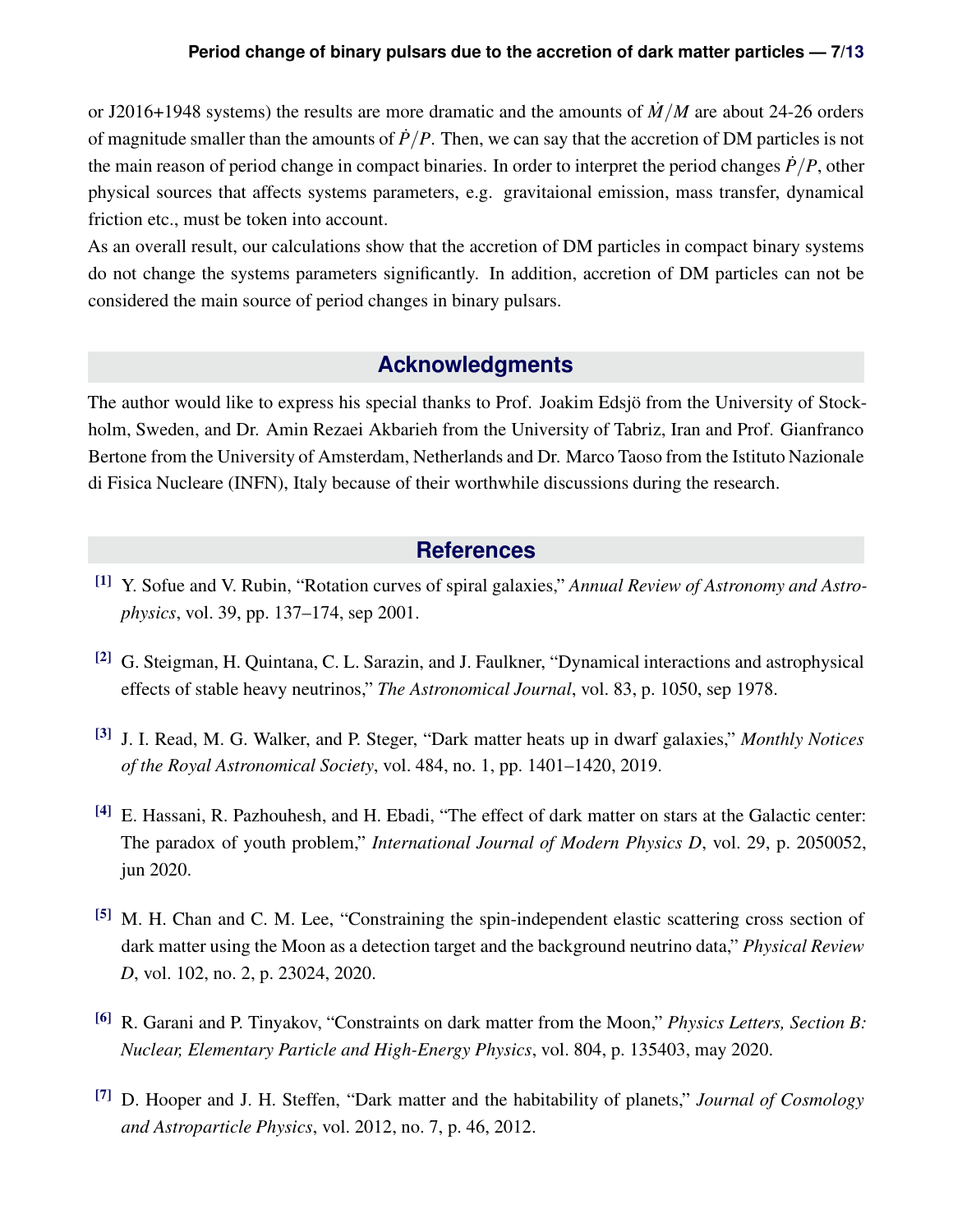or J2016+1948 systems) the results are more dramatic and the amounts of $\dot{M}/M$ are about 24-26 orders of magnitude smaller than the amounts of $\dot{P}/P$. Then, we can say that the accretion of DM particles is not the main reason of period change in compact binaries. In order to interpret the period changes $\dot{P}/P$, other physical sources that affects systems parameters, e.g. gravitaional emission, mass transfer, dynamical friction etc., must be token into account.

As an overall result, our calculations show that the accretion of DM particles in compact binary systems do not change the systems parameters significantly. In addition, accretion of DM particles can not be considered the main source of period changes in binary pulsars.

## Acknowledgments

The author would like to express his special thanks to Prof. Joakim Edsjö from the University of Stockholm, Sweden, and Dr. Amin Rezaei Akbarieh from the University of Tabriz, Iran and Prof. Gianfranco Bertone from the University of Amsterdam, Netherlands and Dr. Marco Taoso from the Istituto Nazionale di Fisica Nucleare (INFN), Italy because of their worthwhile discussions during the research.

## References

[1] Y. Sofue and V. Rubin, "Rotation curves of spiral galaxies," *Annual Review of Astronomy and Astrophysics*, vol. 39, pp. 137–174, sep 2001.

[2] G. Steigman, H. Quintana, C. L. Sarazin, and J. Faulkner, "Dynamical interactions and astrophysical effects of stable heavy neutrinos," *The Astronomical Journal*, vol. 83, p. 1050, sep 1978.

[3] J. I. Read, M. G. Walker, and P. Steger, "Dark matter heats up in dwarf galaxies," *Monthly Notices of the Royal Astronomical Society*, vol. 484, no. 1, pp. 1401–1420, 2019.

[4] E. Hassani, R. Pazhouhesh, and H. Ebadi, "The effect of dark matter on stars at the Galactic center: The paradox of youth problem," *International Journal of Modern Physics D*, vol. 29, p. 2050052, jun 2020.

[5] M. H. Chan and C. M. Lee, "Constraining the spin-independent elastic scattering cross section of dark matter using the Moon as a detection target and the background neutrino data," *Physical Review D*, vol. 102, no. 2, p. 23024, 2020.

[6] R. Garani and P. Tinyakov, "Constraints on dark matter from the Moon," *Physics Letters, Section B: Nuclear, Elementary Particle and High-Energy Physics*, vol. 804, p. 135403, may 2020.

[7] D. Hooper and J. H. Steffen, "Dark matter and the habitability of planets," *Journal of Cosmology and Astroparticle Physics*, vol. 2012, no. 7, p. 46, 2012.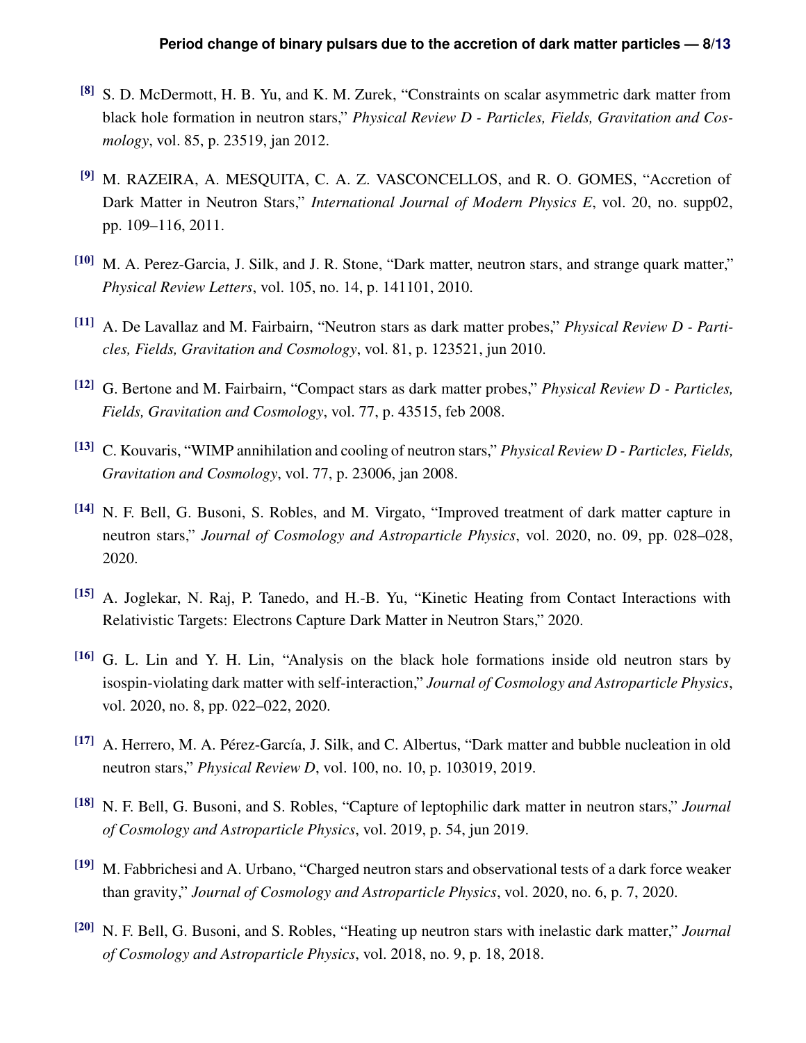[8] S. D. McDermott, H. B. Yu, and K. M. Zurek, "Constraints on scalar asymmetric dark matter from black hole formation in neutron stars," *Physical Review D - Particles, Fields, Gravitation and Cosmology*, vol. 85, p. 23519, jan 2012.

[9] M. RAZEIRA, A. MESQUITA, C. A. Z. VASCONCELLOS, and R. O. GOMES, "Accretion of Dark Matter in Neutron Stars," *International Journal of Modern Physics E*, vol. 20, no. supp02, pp. 109–116, 2011.

[10] M. A. Perez-Garcia, J. Silk, and J. R. Stone, "Dark matter, neutron stars, and strange quark matter," *Physical Review Letters*, vol. 105, no. 14, p. 141101, 2010.

[11] A. De Lavallaz and M. Fairbairn, "Neutron stars as dark matter probes," *Physical Review D - Particles, Fields, Gravitation and Cosmology*, vol. 81, p. 123521, jun 2010.

[12] G. Bertone and M. Fairbairn, "Compact stars as dark matter probes," *Physical Review D - Particles, Fields, Gravitation and Cosmology*, vol. 77, p. 43515, feb 2008.

[13] C. Kouvaris, "WIMP annihilation and cooling of neutron stars," *Physical Review D - Particles, Fields, Gravitation and Cosmology*, vol. 77, p. 23006, jan 2008.

[14] N. F. Bell, G. Busoni, S. Robles, and M. Virgato, "Improved treatment of dark matter capture in neutron stars," *Journal of Cosmology and Astroparticle Physics*, vol. 2020, no. 09, pp. 028–028, 2020.

[15] A. Joglekar, N. Raj, P. Tanedo, and H.-B. Yu, "Kinetic Heating from Contact Interactions with Relativistic Targets: Electrons Capture Dark Matter in Neutron Stars," 2020.

[16] G. L. Lin and Y. H. Lin, "Analysis on the black hole formations inside old neutron stars by isospin-violating dark matter with self-interaction," *Journal of Cosmology and Astroparticle Physics*, vol. 2020, no. 8, pp. 022–022, 2020.

[17] A. Herrero, M. A. Pérez-García, J. Silk, and C. Albertus, "Dark matter and bubble nucleation in old neutron stars," *Physical Review D*, vol. 100, no. 10, p. 103019, 2019.

[18] N. F. Bell, G. Busoni, and S. Robles, "Capture of leptophilic dark matter in neutron stars," *Journal of Cosmology and Astroparticle Physics*, vol. 2019, p. 54, jun 2019.

[19] M. Fabbrichesi and A. Urbano, "Charged neutron stars and observational tests of a dark force weaker than gravity," *Journal of Cosmology and Astroparticle Physics*, vol. 2020, no. 6, p. 7, 2020.

[20] N. F. Bell, G. Busoni, and S. Robles, "Heating up neutron stars with inelastic dark matter," *Journal of Cosmology and Astroparticle Physics*, vol. 2018, no. 9, p. 18, 2018.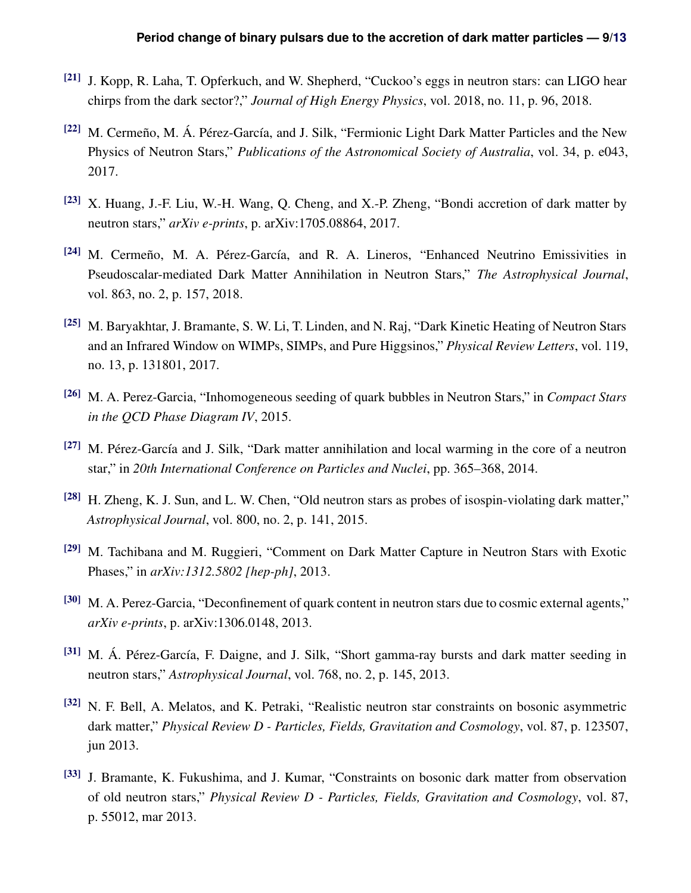[21] J. Kopp, R. Laha, T. Opferkuch, and W. Shepherd, "Cuckoo's eggs in neutron stars: can LIGO hear chirps from the dark sector?," *Journal of High Energy Physics*, vol. 2018, no. 11, p. 96, 2018.

[22] M. Cermeño, M. Á. Pérez-García, and J. Silk, "Fermionic Light Dark Matter Particles and the New Physics of Neutron Stars," *Publications of the Astronomical Society of Australia*, vol. 34, p. e043, 2017.

[23] X. Huang, J.-F. Liu, W.-H. Wang, Q. Cheng, and X.-P. Zheng, "Bondi accretion of dark matter by neutron stars," *arXiv e-prints*, p. arXiv:1705.08864, 2017.

[24] M. Cermeño, M. A. Pérez-García, and R. A. Lineros, "Enhanced Neutrino Emissivities in Pseudoscalar-mediated Dark Matter Annihilation in Neutron Stars," *The Astrophysical Journal*, vol. 863, no. 2, p. 157, 2018.

[25] M. Baryakhtar, J. Bramante, S. W. Li, T. Linden, and N. Raj, "Dark Kinetic Heating of Neutron Stars and an Infrared Window on WIMPs, SIMPs, and Pure Higgsinos," *Physical Review Letters*, vol. 119, no. 13, p. 131801, 2017.

[26] M. A. Perez-Garcia, "Inhomogeneous seeding of quark bubbles in Neutron Stars," in *Compact Stars in the QCD Phase Diagram IV*, 2015.

[27] M. Pérez-García and J. Silk, "Dark matter annihilation and local warming in the core of a neutron star," in *20th International Conference on Particles and Nuclei*, pp. 365–368, 2014.

[28] H. Zheng, K. J. Sun, and L. W. Chen, "Old neutron stars as probes of isospin-violating dark matter," *Astrophysical Journal*, vol. 800, no. 2, p. 141, 2015.

[29] M. Tachibana and M. Ruggieri, "Comment on Dark Matter Capture in Neutron Stars with Exotic Phases," in *arXiv:1312.5802 [hep-ph]*, 2013.

[30] M. A. Perez-Garcia, "Deconfinement of quark content in neutron stars due to cosmic external agents," *arXiv e-prints*, p. arXiv:1306.0148, 2013.

[31] M. Á. Pérez-García, F. Daigne, and J. Silk, "Short gamma-ray bursts and dark matter seeding in neutron stars," *Astrophysical Journal*, vol. 768, no. 2, p. 145, 2013.

[32] N. F. Bell, A. Melatos, and K. Petraki, "Realistic neutron star constraints on bosonic asymmetric dark matter," *Physical Review D - Particles, Fields, Gravitation and Cosmology*, vol. 87, p. 123507, jun 2013.

[33] J. Bramante, K. Fukushima, and J. Kumar, "Constraints on bosonic dark matter from observation of old neutron stars," *Physical Review D - Particles, Fields, Gravitation and Cosmology*, vol. 87, p. 55012, mar 2013.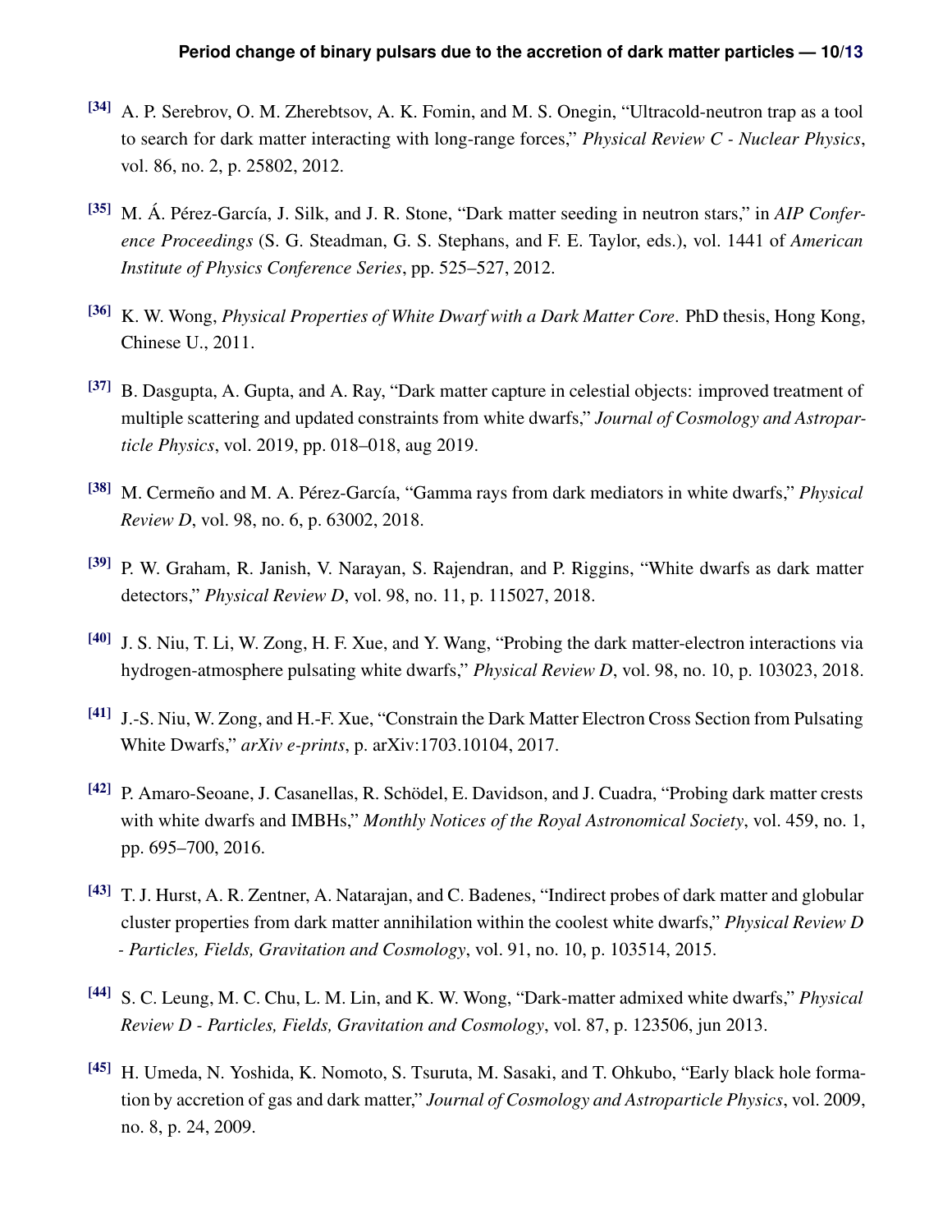[34] A. P. Serebrov, O. M. Zherebtsov, A. K. Fomin, and M. S. Onegin, "Ultracold-neutron trap as a tool to search for dark matter interacting with long-range forces," *Physical Review C - Nuclear Physics*, vol. 86, no. 2, p. 25802, 2012.

[35] M. Á. Pérez-García, J. Silk, and J. R. Stone, "Dark matter seeding in neutron stars," in *AIP Conference Proceedings* (S. G. Steadman, G. S. Stephans, and F. E. Taylor, eds.), vol. 1441 of *American Institute of Physics Conference Series*, pp. 525–527, 2012.

[36] K. W. Wong, *Physical Properties of White Dwarf with a Dark Matter Core*. PhD thesis, Hong Kong, Chinese U., 2011.

[37] B. Dasgupta, A. Gupta, and A. Ray, "Dark matter capture in celestial objects: improved treatment of multiple scattering and updated constraints from white dwarfs," *Journal of Cosmology and Astroparticle Physics*, vol. 2019, pp. 018–018, aug 2019.

[38] M. Cermeño and M. A. Pérez-García, "Gamma rays from dark mediators in white dwarfs," *Physical Review D*, vol. 98, no. 6, p. 63002, 2018.

[39] P. W. Graham, R. Janish, V. Narayan, S. Rajendran, and P. Riggins, "White dwarfs as dark matter detectors," *Physical Review D*, vol. 98, no. 11, p. 115027, 2018.

[40] J. S. Niu, T. Li, W. Zong, H. F. Xue, and Y. Wang, "Probing the dark matter-electron interactions via hydrogen-atmosphere pulsating white dwarfs," *Physical Review D*, vol. 98, no. 10, p. 103023, 2018.

[41] J.-S. Niu, W. Zong, and H.-F. Xue, "Constrain the Dark Matter Electron Cross Section from Pulsating White Dwarfs," *arXiv e-prints*, p. arXiv:1703.10104, 2017.

[42] P. Amaro-Seoane, J. Casanellas, R. Schödel, E. Davidson, and J. Cuadra, "Probing dark matter crests with white dwarfs and IMBHs," *Monthly Notices of the Royal Astronomical Society*, vol. 459, no. 1, pp. 695–700, 2016.

[43] T. J. Hurst, A. R. Zentner, A. Natarajan, and C. Badenes, "Indirect probes of dark matter and globular cluster properties from dark matter annihilation within the coolest white dwarfs," *Physical Review D - Particles, Fields, Gravitation and Cosmology*, vol. 91, no. 10, p. 103514, 2015.

[44] S. C. Leung, M. C. Chu, L. M. Lin, and K. W. Wong, "Dark-matter admixed white dwarfs," *Physical Review D - Particles, Fields, Gravitation and Cosmology*, vol. 87, p. 123506, jun 2013.

[45] H. Umeda, N. Yoshida, K. Nomoto, S. Tsuruta, M. Sasaki, and T. Ohkubo, "Early black hole formation by accretion of gas and dark matter," *Journal of Cosmology and Astroparticle Physics*, vol. 2009, no. 8, p. 24, 2009.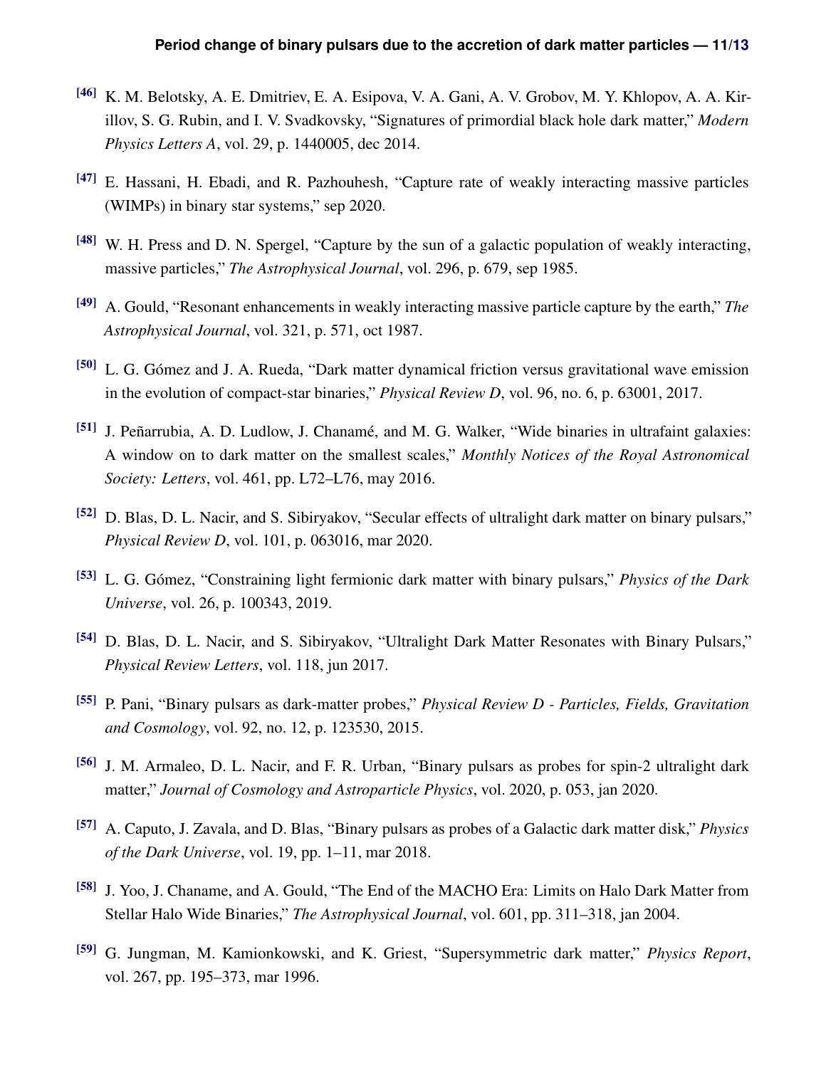[46] K. M. Belotsky, A. E. Dmitriev, E. A. Esipova, V. A. Gani, A. V. Grobov, M. Y. Khlopov, A. A. Kirillov, S. G. Rubin, and I. V. Svadkovsky, "Signatures of primordial black hole dark matter," *Modern Physics Letters A*, vol. 29, p. 1440005, dec 2014.

[47] E. Hassani, H. Ebadi, and R. Pazhouhesh, "Capture rate of weakly interacting massive particles (WIMPs) in binary star systems," sep 2020.

[48] W. H. Press and D. N. Spergel, "Capture by the sun of a galactic population of weakly interacting, massive particles," *The Astrophysical Journal*, vol. 296, p. 679, sep 1985.

[49] A. Gould, "Resonant enhancements in weakly interacting massive particle capture by the earth," *The Astrophysical Journal*, vol. 321, p. 571, oct 1987.

[50] L. G. Gómez and J. A. Rueda, "Dark matter dynamical friction versus gravitational wave emission in the evolution of compact-star binaries," *Physical Review D*, vol. 96, no. 6, p. 63001, 2017.

[51] J. Peñarrubia, A. D. Ludlow, J. Chanamé, and M. G. Walker, "Wide binaries in ultrafaint galaxies: A window on to dark matter on the smallest scales," *Monthly Notices of the Royal Astronomical Society: Letters*, vol. 461, pp. L72–L76, may 2016.

[52] D. Blas, D. L. Nacir, and S. Sibiryakov, "Secular effects of ultralight dark matter on binary pulsars," *Physical Review D*, vol. 101, p. 063016, mar 2020.

[53] L. G. Gómez, "Constraining light fermionic dark matter with binary pulsars," *Physics of the Dark Universe*, vol. 26, p. 100343, 2019.

[54] D. Blas, D. L. Nacir, and S. Sibiryakov, "Ultralight Dark Matter Resonates with Binary Pulsars," *Physical Review Letters*, vol. 118, jun 2017.

[55] P. Pani, "Binary pulsars as dark-matter probes," *Physical Review D - Particles, Fields, Gravitation and Cosmology*, vol. 92, no. 12, p. 123530, 2015.

[56] J. M. Armaleo, D. L. Nacir, and F. R. Urban, "Binary pulsars as probes for spin-2 ultralight dark matter," *Journal of Cosmology and Astroparticle Physics*, vol. 2020, p. 053, jan 2020.

[57] A. Caputo, J. Zavala, and D. Blas, "Binary pulsars as probes of a Galactic dark matter disk," *Physics of the Dark Universe*, vol. 19, pp. 1–11, mar 2018.

[58] J. Yoo, J. Chaname, and A. Gould, "The End of the MACHO Era: Limits on Halo Dark Matter from Stellar Halo Wide Binaries," *The Astrophysical Journal*, vol. 601, pp. 311–318, jan 2004.

[59] G. Jungman, M. Kamionkowski, and K. Griest, "Supersymmetric dark matter," *Physics Report*, vol. 267, pp. 195–373, mar 1996.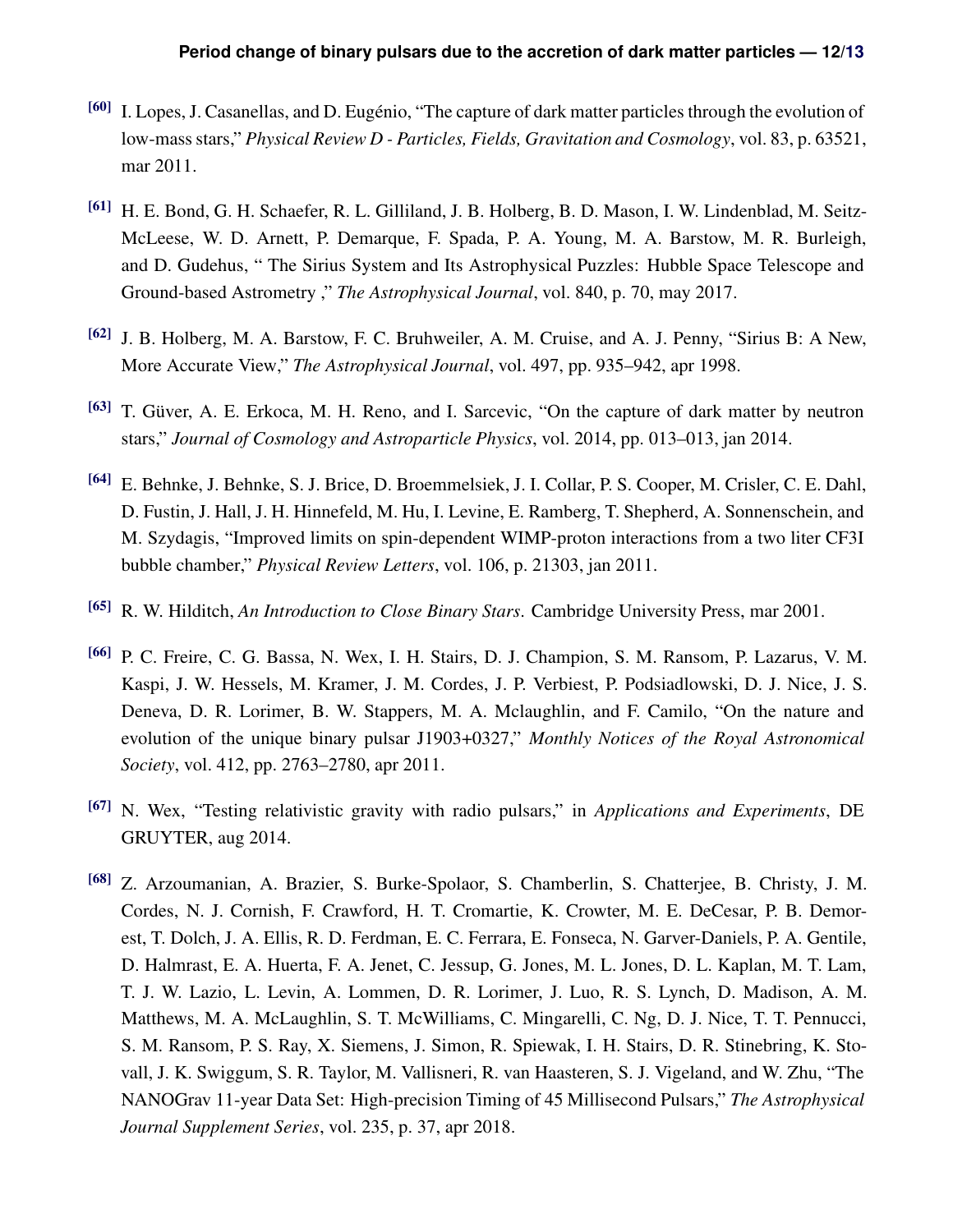[60] I. Lopes, J. Casanellas, and D. Eugénio, "The capture of dark matter particles through the evolution of low-mass stars," *Physical Review D - Particles, Fields, Gravitation and Cosmology*, vol. 83, p. 63521, mar 2011.

[61] H. E. Bond, G. H. Schaefer, R. L. Gilliland, J. B. Holberg, B. D. Mason, I. W. Lindenblad, M. Seitz-McLeese, W. D. Arnett, P. Demarque, F. Spada, P. A. Young, M. A. Barstow, M. R. Burleigh, and D. Gudehus, " The Sirius System and Its Astrophysical Puzzles: Hubble Space Telescope and Ground-based Astrometry ," *The Astrophysical Journal*, vol. 840, p. 70, may 2017.

[62] J. B. Holberg, M. A. Barstow, F. C. Bruhweiler, A. M. Cruise, and A. J. Penny, "Sirius B: A New, More Accurate View," *The Astrophysical Journal*, vol. 497, pp. 935–942, apr 1998.

[63] T. Güver, A. E. Erkoca, M. H. Reno, and I. Sarcevic, "On the capture of dark matter by neutron stars," *Journal of Cosmology and Astroparticle Physics*, vol. 2014, pp. 013–013, jan 2014.

[64] E. Behnke, J. Behnke, S. J. Brice, D. Broemmelsiek, J. I. Collar, P. S. Cooper, M. Crisler, C. E. Dahl, D. Fustin, J. Hall, J. H. Hinnefeld, M. Hu, I. Levine, E. Ramberg, T. Shepherd, A. Sonnenschein, and M. Szydagis, "Improved limits on spin-dependent WIMP-proton interactions from a two liter CF3I bubble chamber," *Physical Review Letters*, vol. 106, p. 21303, jan 2011.

[65] R. W. Hilditch, *An Introduction to Close Binary Stars*. Cambridge University Press, mar 2001.

[66] P. C. Freire, C. G. Bassa, N. Wex, I. H. Stairs, D. J. Champion, S. M. Ransom, P. Lazarus, V. M. Kaspi, J. W. Hessels, M. Kramer, J. M. Cordes, J. P. Verbiest, P. Podsiadlowski, D. J. Nice, J. S. Deneva, D. R. Lorimer, B. W. Stappers, M. A. Mclaughlin, and F. Camilo, "On the nature and evolution of the unique binary pulsar J1903+0327," *Monthly Notices of the Royal Astronomical Society*, vol. 412, pp. 2763–2780, apr 2011.

[67] N. Wex, "Testing relativistic gravity with radio pulsars," in *Applications and Experiments*, DE GRUYTER, aug 2014.

[68] Z. Arzoumanian, A. Brazier, S. Burke-Spolaor, S. Chamberlin, S. Chatterjee, B. Christy, J. M. Cordes, N. J. Cornish, F. Crawford, H. T. Cromartie, K. Crowter, M. E. DeCesar, P. B. Demorest, T. Dolch, J. A. Ellis, R. D. Ferdman, E. C. Ferrara, E. Fonseca, N. Garver-Daniels, P. A. Gentile, D. Halmrast, E. A. Huerta, F. A. Jenet, C. Jessup, G. Jones, M. L. Jones, D. L. Kaplan, M. T. Lam, T. J. W. Lazio, L. Levin, A. Lommen, D. R. Lorimer, J. Luo, R. S. Lynch, D. Madison, A. M. Matthews, M. A. McLaughlin, S. T. McWilliams, C. Mingarelli, C. Ng, D. J. Nice, T. T. Pennucci, S. M. Ransom, P. S. Ray, X. Siemens, J. Simon, R. Spiewak, I. H. Stairs, D. R. Stinebring, K. Stovall, J. K. Swiggum, S. R. Taylor, M. Vallisneri, R. van Haasteren, S. J. Vigeland, and W. Zhu, "The NANOGrav 11-year Data Set: High-precision Timing of 45 Millisecond Pulsars," *The Astrophysical Journal Supplement Series*, vol. 235, p. 37, apr 2018.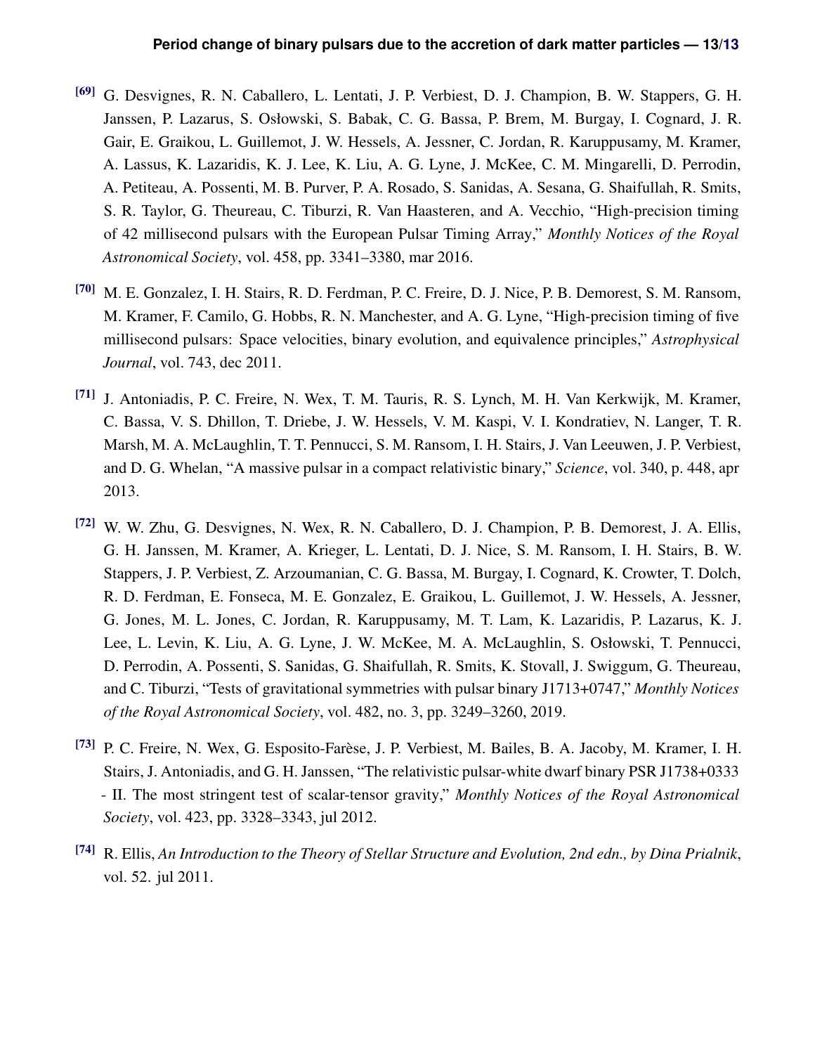[69] G. Desvignes, R. N. Caballero, L. Lentati, J. P. Verbiest, D. J. Champion, B. W. Stappers, G. H. Janssen, P. Lazarus, S. Osłowski, S. Babak, C. G. Bassa, P. Brem, M. Burgay, I. Cognard, J. R. Gair, E. Graikou, L. Guillemot, J. W. Hessels, A. Jessner, C. Jordan, R. Karuppusamy, M. Kramer, A. Lassus, K. Lazaridis, K. J. Lee, K. Liu, A. G. Lyne, J. McKee, C. M. Mingarelli, D. Perrodin, A. Petiteau, A. Possenti, M. B. Purver, P. A. Rosado, S. Sanidas, A. Sesana, G. Shaifullah, R. Smits, S. R. Taylor, G. Theureau, C. Tiburzi, R. Van Haasteren, and A. Vecchio, "High-precision timing of 42 millisecond pulsars with the European Pulsar Timing Array," *Monthly Notices of the Royal Astronomical Society*, vol. 458, pp. 3341–3380, mar 2016.

[70] M. E. Gonzalez, I. H. Stairs, R. D. Ferdman, P. C. Freire, D. J. Nice, P. B. Demorest, S. M. Ransom, M. Kramer, F. Camilo, G. Hobbs, R. N. Manchester, and A. G. Lyne, "High-precision timing of five millisecond pulsars: Space velocities, binary evolution, and equivalence principles," *Astrophysical Journal*, vol. 743, dec 2011.

[71] J. Antoniadis, P. C. Freire, N. Wex, T. M. Tauris, R. S. Lynch, M. H. Van Kerkwijk, M. Kramer, C. Bassa, V. S. Dhillon, T. Driebe, J. W. Hessels, V. M. Kaspi, V. I. Kondratiev, N. Langer, T. R. Marsh, M. A. McLaughlin, T. T. Pennucci, S. M. Ransom, I. H. Stairs, J. Van Leeuwen, J. P. Verbiest, and D. G. Whelan, "A massive pulsar in a compact relativistic binary," *Science*, vol. 340, p. 448, apr 2013.

[72] W. W. Zhu, G. Desvignes, N. Wex, R. N. Caballero, D. J. Champion, P. B. Demorest, J. A. Ellis, G. H. Janssen, M. Kramer, A. Krieger, L. Lentati, D. J. Nice, S. M. Ransom, I. H. Stairs, B. W. Stappers, J. P. Verbiest, Z. Arzoumanian, C. G. Bassa, M. Burgay, I. Cognard, K. Crowter, T. Dolch, R. D. Ferdman, E. Fonseca, M. E. Gonzalez, E. Graikou, L. Guillemot, J. W. Hessels, A. Jessner, G. Jones, M. L. Jones, C. Jordan, R. Karuppusamy, M. T. Lam, K. Lazaridis, P. Lazarus, K. J. Lee, L. Levin, K. Liu, A. G. Lyne, J. W. McKee, M. A. McLaughlin, S. Osłowski, T. Pennucci, D. Perrodin, A. Possenti, S. Sanidas, G. Shaifullah, R. Smits, K. Stovall, J. Swiggum, G. Theureau, and C. Tiburzi, "Tests of gravitational symmetries with pulsar binary J1713+0747," *Monthly Notices of the Royal Astronomical Society*, vol. 482, no. 3, pp. 3249–3260, 2019.

[73] P. C. Freire, N. Wex, G. Esposito-Farèse, J. P. Verbiest, M. Bailes, B. A. Jacoby, M. Kramer, I. H. Stairs, J. Antoniadis, and G. H. Janssen, "The relativistic pulsar-white dwarf binary PSR J1738+0333 - II. The most stringent test of scalar-tensor gravity," *Monthly Notices of the Royal Astronomical Society*, vol. 423, pp. 3328–3343, jul 2012.

[74] R. Ellis, *An Introduction to the Theory of Stellar Structure and Evolution, 2nd edn., by Dina Prialnik*, vol. 52. jul 2011.